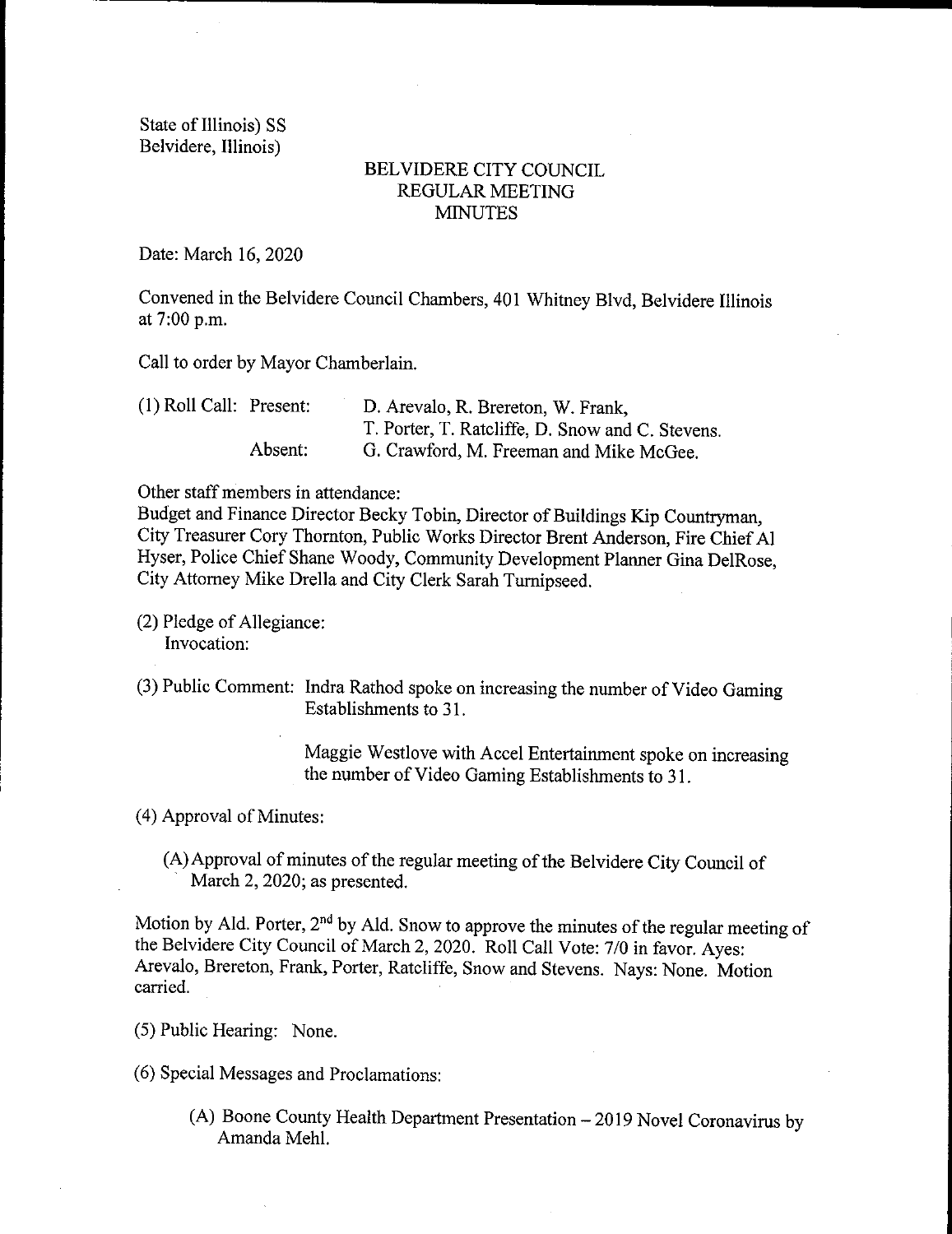State of Illinois) SS
Belvidere, Illinois)

# BELVIDERE CITY COUNCIL
## REGULAR MEETING
## MINUTES

Date: March 16, 2020

Convened in the Belvidere Council Chambers, 401 Whitney Blvd, Belvidere Illinois at 7:00 p.m.

Call to order by Mayor Chamberlain.

(1) Roll Call: Present: D. Arevalo, R. Brereton, W. Frank, T. Porter, T. Ratcliffe, D. Snow and C. Stevens.
Absent: G. Crawford, M. Freeman and Mike McGee.

Other staff members in attendance:
Budget and Finance Director Becky Tobin, Director of Buildings Kip Countryman, City Treasurer Cory Thornton, Public Works Director Brent Anderson, Fire Chief Al Hyser, Police Chief Shane Woody, Community Development Planner Gina DelRose, City Attorney Mike Drella and City Clerk Sarah Turnipseed.

(2) Pledge of Allegiance:
Invocation:

(3) Public Comment: Indra Rathod spoke on increasing the number of Video Gaming Establishments to 31.

Maggie Westlove with Accel Entertainment spoke on increasing the number of Video Gaming Establishments to 31.

(4) Approval of Minutes:

(A) Approval of minutes of the regular meeting of the Belvidere City Council of March 2, 2020; as presented.

Motion by Ald. Porter, 2nd by Ald. Snow to approve the minutes of the regular meeting of the Belvidere City Council of March 2, 2020. Roll Call Vote: 7/0 in favor. Ayes: Arevalo, Brereton, Frank, Porter, Ratcliffe, Snow and Stevens. Nays: None. Motion carried.

(5) Public Hearing: None.

(6) Special Messages and Proclamations:

(A) Boone County Health Department Presentation – 2019 Novel Coronavirus by Amanda Mehl.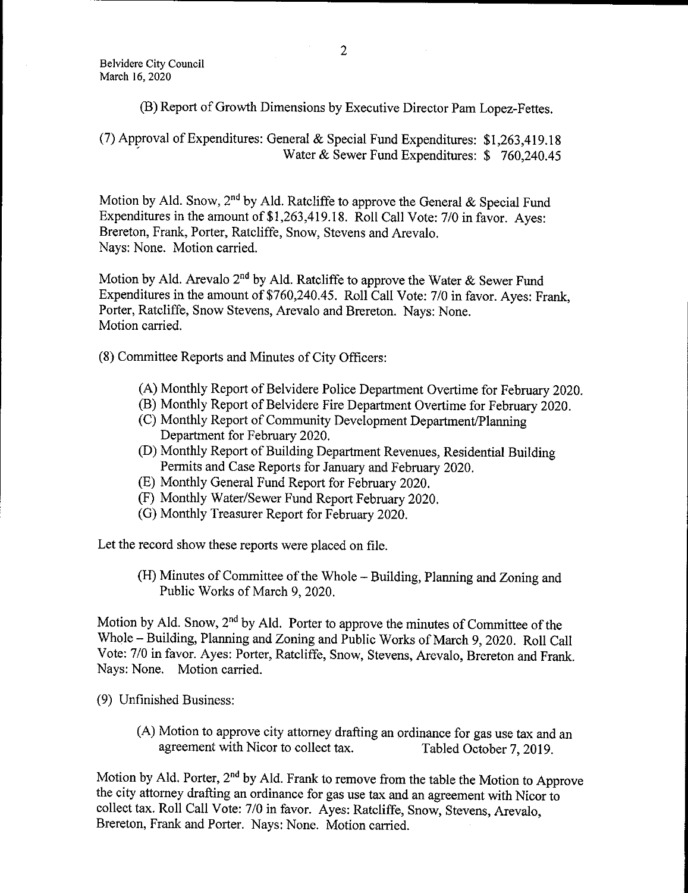(B) Report of Growth Dimensions by Executive Director Pam Lopez-Fettes.

(7) Approval of Expenditures: General & Special Fund Expenditures: $1,263,419.18
Water & Sewer Fund Expenditures: $ 760,240.45

Motion by Ald. Snow, 2nd by Ald. Ratcliffe to approve the General & Special Fund Expenditures in the amount of $1,263,419.18. Roll Call Vote: 7/0 in favor. Ayes: Brereton, Frank, Porter, Ratcliffe, Snow, Stevens and Arevalo.
Nays: None. Motion carried.

Motion by Ald. Arevalo 2nd by Ald. Ratcliffe to approve the Water & Sewer Fund Expenditures in the amount of $760,240.45. Roll Call Vote: 7/0 in favor. Ayes: Frank, Porter, Ratcliffe, Snow Stevens, Arevalo and Brereton. Nays: None.
Motion carried.

(8) Committee Reports and Minutes of City Officers:

(A) Monthly Report of Belvidere Police Department Overtime for February 2020.
(B) Monthly Report of Belvidere Fire Department Overtime for February 2020.
(C) Monthly Report of Community Development Department/Planning Department for February 2020.
(D) Monthly Report of Building Department Revenues, Residential Building Permits and Case Reports for January and February 2020.
(E) Monthly General Fund Report for February 2020.
(F) Monthly Water/Sewer Fund Report February 2020.
(G) Monthly Treasurer Report for February 2020.

Let the record show these reports were placed on file.

(H) Minutes of Committee of the Whole – Building, Planning and Zoning and Public Works of March 9, 2020.

Motion by Ald. Snow, 2nd by Ald. Porter to approve the minutes of Committee of the Whole – Building, Planning and Zoning and Public Works of March 9, 2020. Roll Call Vote: 7/0 in favor. Ayes: Porter, Ratcliffe, Snow, Stevens, Arevalo, Brereton and Frank.
Nays: None. Motion carried.

(9) Unfinished Business:

(A) Motion to approve city attorney drafting an ordinance for gas use tax and an agreement with Nicor to collect tax. Tabled October 7, 2019.

Motion by Ald. Porter, 2nd by Ald. Frank to remove from the table the Motion to Approve the city attorney drafting an ordinance for gas use tax and an agreement with Nicor to collect tax. Roll Call Vote: 7/0 in favor. Ayes: Ratcliffe, Snow, Stevens, Arevalo, Brereton, Frank and Porter. Nays: None. Motion carried.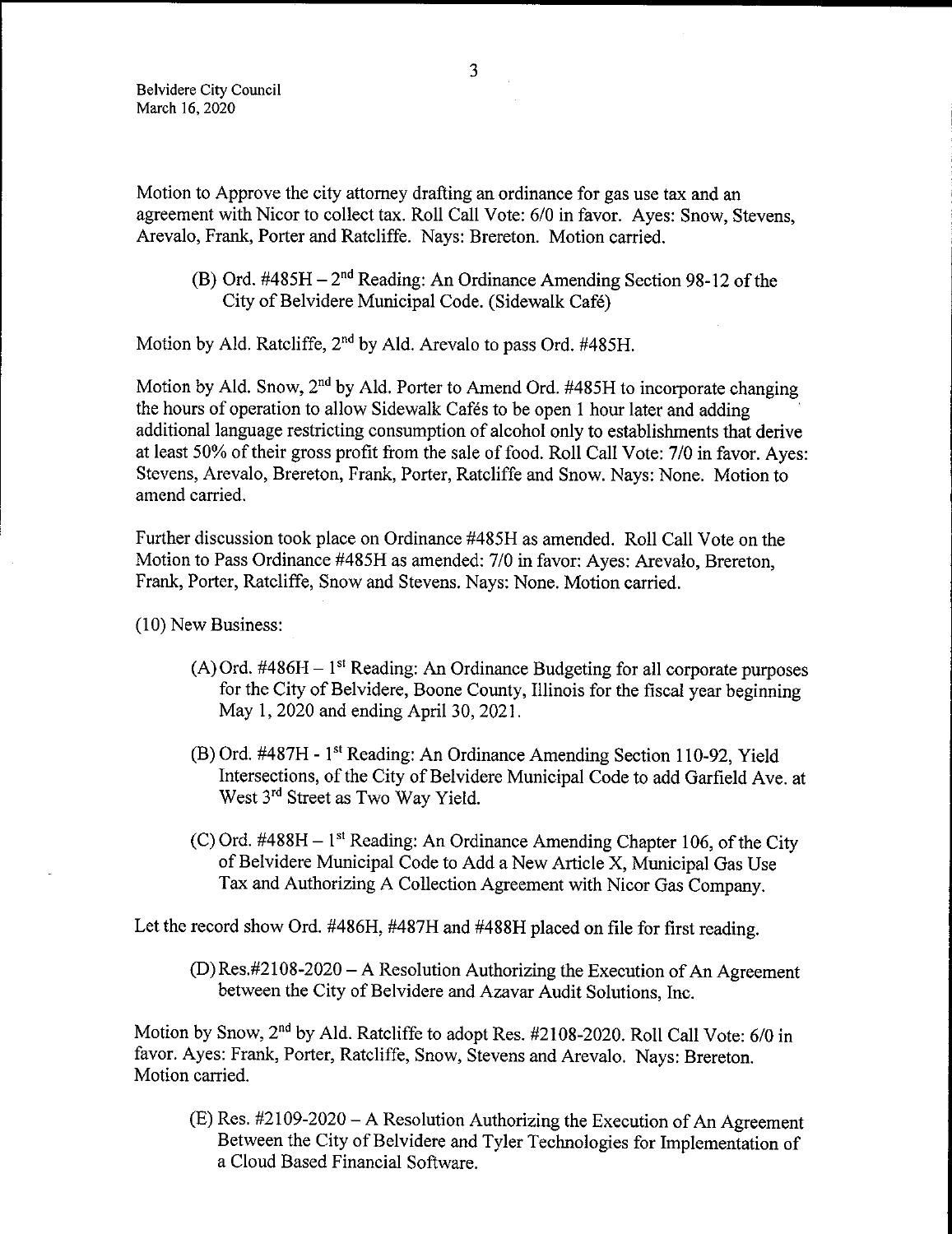Motion to Approve the city attorney drafting an ordinance for gas use tax and an agreement with Nicor to collect tax. Roll Call Vote: 6/0 in favor. Ayes: Snow, Stevens, Arevalo, Frank, Porter and Ratcliffe. Nays: Brereton. Motion carried.

(B) Ord. #485H – 2nd Reading: An Ordinance Amending Section 98-12 of the City of Belvidere Municipal Code. (Sidewalk Café)

Motion by Ald. Ratcliffe, 2nd by Ald. Arevalo to pass Ord. #485H.

Motion by Ald. Snow, 2nd by Ald. Porter to Amend Ord. #485H to incorporate changing the hours of operation to allow Sidewalk Cafés to be open 1 hour later and adding additional language restricting consumption of alcohol only to establishments that derive at least 50% of their gross profit from the sale of food. Roll Call Vote: 7/0 in favor. Ayes: Stevens, Arevalo, Brereton, Frank, Porter, Ratcliffe and Snow. Nays: None. Motion to amend carried.

Further discussion took place on Ordinance #485H as amended. Roll Call Vote on the Motion to Pass Ordinance #485H as amended: 7/0 in favor: Ayes: Arevalo, Brereton, Frank, Porter, Ratcliffe, Snow and Stevens. Nays: None. Motion carried.

(10) New Business:

(A) Ord. #486H – 1st Reading: An Ordinance Budgeting for all corporate purposes for the City of Belvidere, Boone County, Illinois for the fiscal year beginning May 1, 2020 and ending April 30, 2021.

(B) Ord. #487H - 1st Reading: An Ordinance Amending Section 110-92, Yield Intersections, of the City of Belvidere Municipal Code to add Garfield Ave. at West 3rd Street as Two Way Yield.

(C) Ord. #488H – 1st Reading: An Ordinance Amending Chapter 106, of the City of Belvidere Municipal Code to Add a New Article X, Municipal Gas Use Tax and Authorizing A Collection Agreement with Nicor Gas Company.

Let the record show Ord. #486H, #487H and #488H placed on file for first reading.

(D) Res.#2108-2020 – A Resolution Authorizing the Execution of An Agreement between the City of Belvidere and Azavar Audit Solutions, Inc.

Motion by Snow, 2nd by Ald. Ratcliffe to adopt Res. #2108-2020. Roll Call Vote: 6/0 in favor. Ayes: Frank, Porter, Ratcliffe, Snow, Stevens and Arevalo. Nays: Brereton. Motion carried.

(E) Res. #2109-2020 – A Resolution Authorizing the Execution of An Agreement Between the City of Belvidere and Tyler Technologies for Implementation of a Cloud Based Financial Software.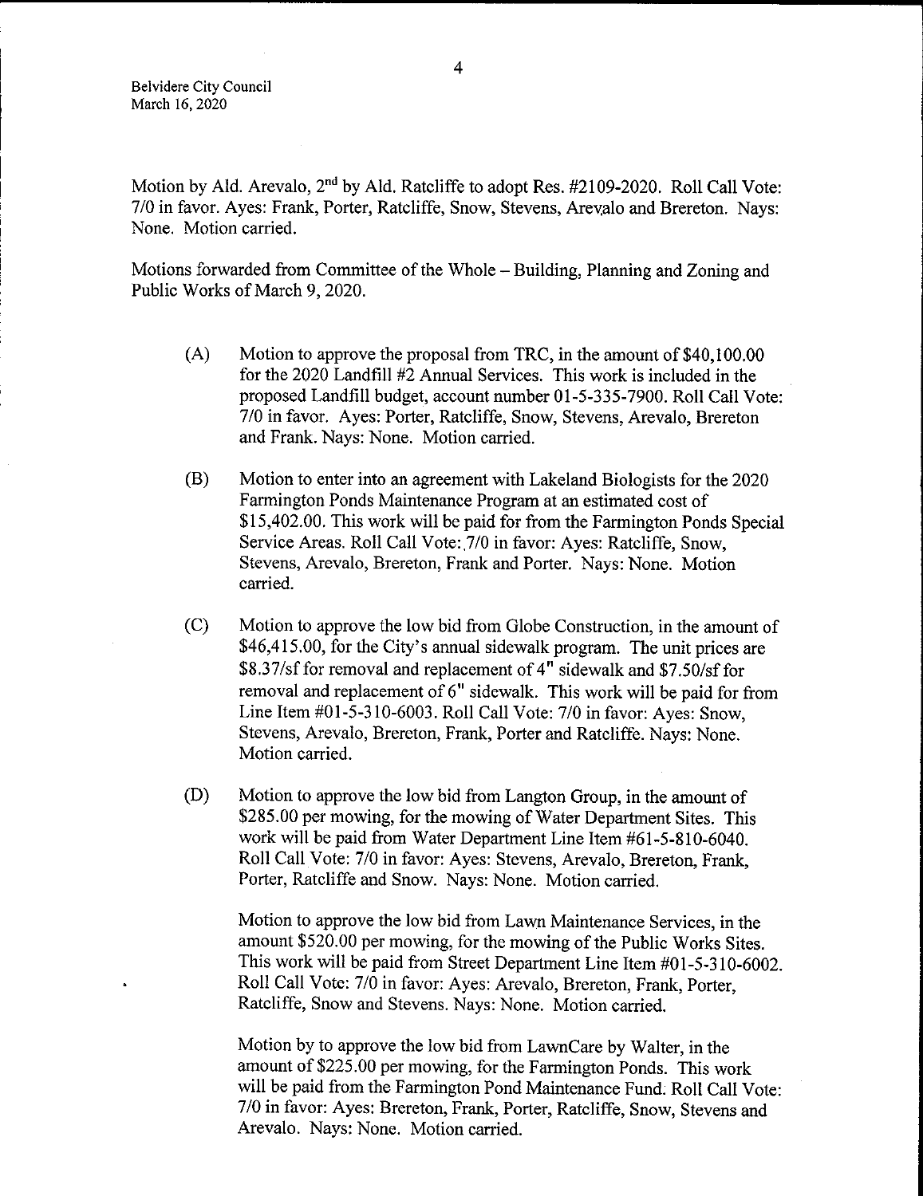Motion by Ald. Arevalo, 2nd by Ald. Ratcliffe to adopt Res. #2109-2020. Roll Call Vote: 7/0 in favor. Ayes: Frank, Porter, Ratcliffe, Snow, Stevens, Arevalo and Brereton. Nays: None. Motion carried.

Motions forwarded from Committee of the Whole – Building, Planning and Zoning and Public Works of March 9, 2020.

(A) Motion to approve the proposal from TRC, in the amount of $40,100.00 for the 2020 Landfill #2 Annual Services. This work is included in the proposed Landfill budget, account number 01-5-335-7900. Roll Call Vote: 7/0 in favor. Ayes: Porter, Ratcliffe, Snow, Stevens, Arevalo, Brereton and Frank. Nays: None. Motion carried.

(B) Motion to enter into an agreement with Lakeland Biologists for the 2020 Farmington Ponds Maintenance Program at an estimated cost of $15,402.00. This work will be paid for from the Farmington Ponds Special Service Areas. Roll Call Vote: 7/0 in favor: Ayes: Ratcliffe, Snow, Stevens, Arevalo, Brereton, Frank and Porter. Nays: None. Motion carried.

(C) Motion to approve the low bid from Globe Construction, in the amount of $46,415.00, for the City's annual sidewalk program. The unit prices are $8.37/sf for removal and replacement of 4" sidewalk and $7.50/sf for removal and replacement of 6" sidewalk. This work will be paid for from Line Item #01-5-310-6003. Roll Call Vote: 7/0 in favor: Ayes: Snow, Stevens, Arevalo, Brereton, Frank, Porter and Ratcliffe. Nays: None. Motion carried.

(D) Motion to approve the low bid from Langton Group, in the amount of $285.00 per mowing, for the mowing of Water Department Sites. This work will be paid from Water Department Line Item #61-5-810-6040. Roll Call Vote: 7/0 in favor: Ayes: Stevens, Arevalo, Brereton, Frank, Porter, Ratcliffe and Snow. Nays: None. Motion carried.

Motion to approve the low bid from Lawn Maintenance Services, in the amount $520.00 per mowing, for the mowing of the Public Works Sites. This work will be paid from Street Department Line Item #01-5-310-6002. Roll Call Vote: 7/0 in favor: Ayes: Arevalo, Brereton, Frank, Porter, Ratcliffe, Snow and Stevens. Nays: None. Motion carried.

Motion by to approve the low bid from LawnCare by Walter, in the amount of $225.00 per mowing, for the Farmington Ponds. This work will be paid from the Farmington Pond Maintenance Fund. Roll Call Vote: 7/0 in favor: Ayes: Brereton, Frank, Porter, Ratcliffe, Snow, Stevens and Arevalo. Nays: None. Motion carried.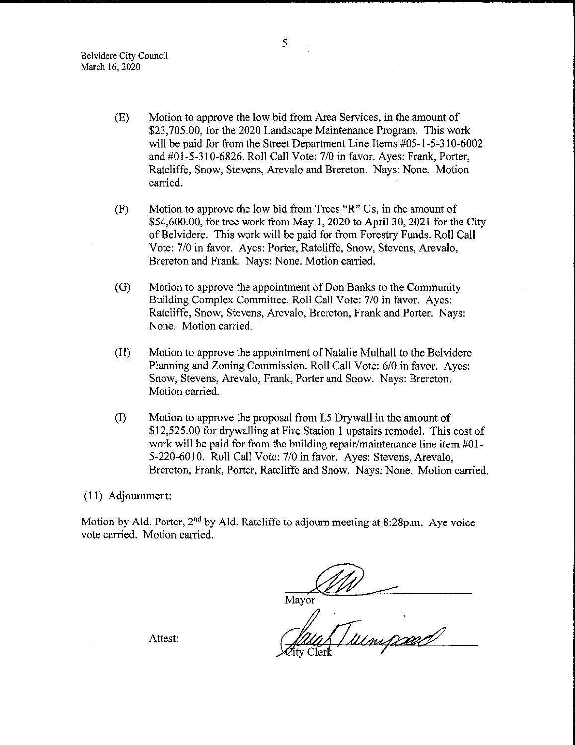(E) Motion to approve the low bid from Area Services, in the amount of $23,705.00, for the 2020 Landscape Maintenance Program. This work will be paid for from the Street Department Line Items #05-1-5-310-6002 and #01-5-310-6826. Roll Call Vote: 7/0 in favor. Ayes: Frank, Porter, Ratcliffe, Snow, Stevens, Arevalo and Brereton. Nays: None. Motion carried.

(F) Motion to approve the low bid from Trees "R" Us, in the amount of $54,600.00, for tree work from May 1, 2020 to April 30, 2021 for the City of Belvidere. This work will be paid for from Forestry Funds. Roll Call Vote: 7/0 in favor. Ayes: Porter, Ratcliffe, Snow, Stevens, Arevalo, Brereton and Frank. Nays: None. Motion carried.

(G) Motion to approve the appointment of Don Banks to the Community Building Complex Committee. Roll Call Vote: 7/0 in favor. Ayes: Ratcliffe, Snow, Stevens, Arevalo, Brereton, Frank and Porter. Nays: None. Motion carried.

(H) Motion to approve the appointment of Natalie Mulhall to the Belvidere Planning and Zoning Commission. Roll Call Vote: 6/0 in favor. Ayes: Snow, Stevens, Arevalo, Frank, Porter and Snow. Nays: Brereton. Motion carried.

(I) Motion to approve the proposal from L5 Drywall in the amount of $12,525.00 for drywalling at Fire Station 1 upstairs remodel. This cost of work will be paid for from the building repair/maintenance line item #01-5-220-6010. Roll Call Vote: 7/0 in favor. Ayes: Stevens, Arevalo, Brereton, Frank, Porter, Ratcliffe and Snow. Nays: None. Motion carried.

(11) Adjournment:

Motion by Ald. Porter, 2nd by Ald. Ratcliffe to adjourn meeting at 8:28p.m. Aye voice vote carried. Motion carried.

Mayor

Attest:

City Clerk